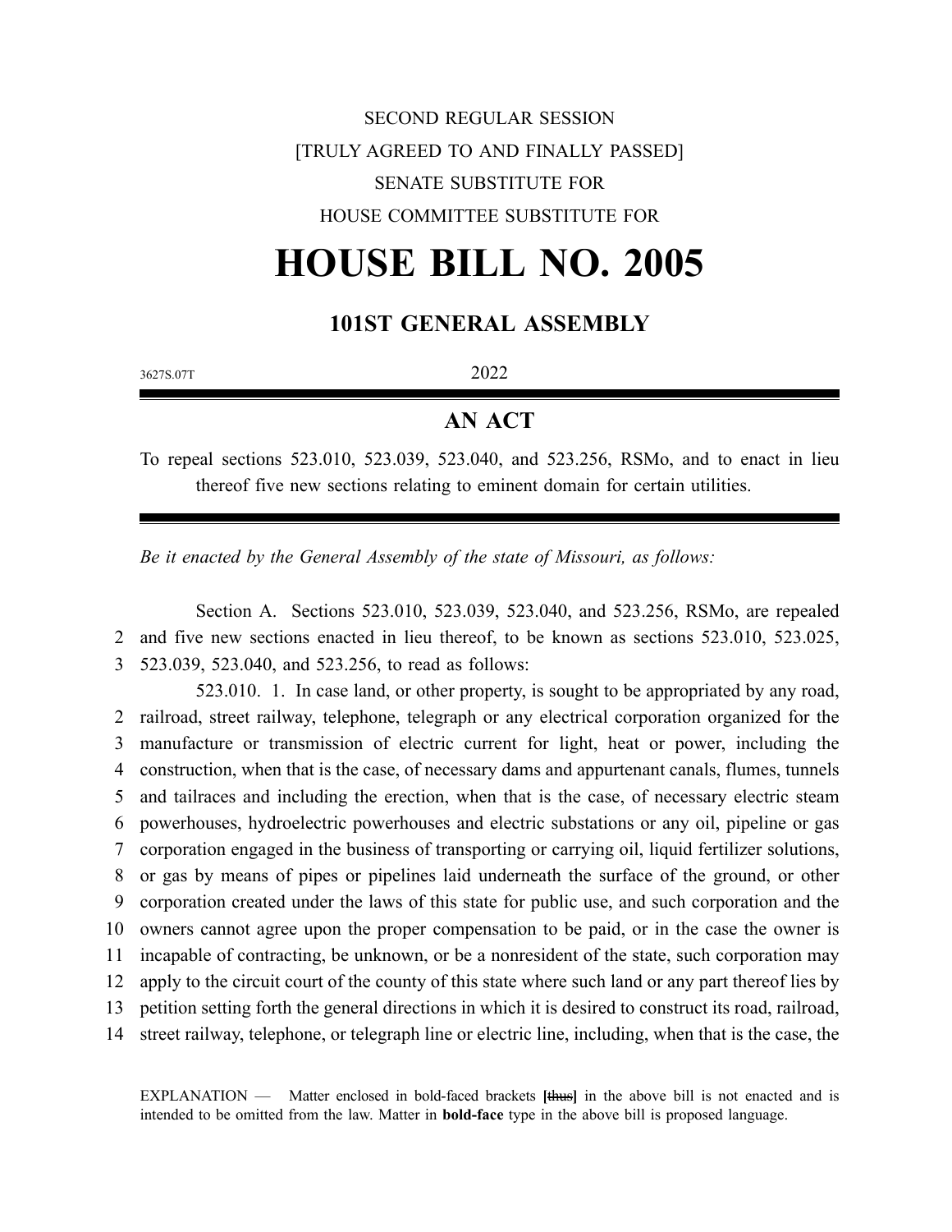SECOND REGULAR SESSION

[TRULY AGREED TO AND FINALLY PASSED]

SENATE SUBSTITUTE FOR

HOUSE COMMITTEE SUBSTITUTE FOR

# HOUSE BILL NO. 2005

## 101ST GENERAL ASSEMBLY

3627S.07T 2022

## AN ACT

To repeal sections 523.010, 523.039, 523.040, and 523.256, RSMo, and to enact in lieu thereof five new sections relating to eminent domain for certain utilities.

*Be it enacted by the General Assembly of the state of Missouri, as follows:*

Section A. Sections 523.010, 523.039, 523.040, and 523.256, RSMo, are repealed
2 and five new sections enacted in lieu thereof, to be known as sections 523.010, 523.025,
3 523.039, 523.040, and 523.256, to read as follows:

523.010. 1. In case land, or other property, is sought to be appropriated by any road,
2 railroad, street railway, telephone, telegraph or any electrical corporation organized for the
3 manufacture or transmission of electric current for light, heat or power, including the
4 construction, when that is the case, of necessary dams and appurtenant canals, flumes, tunnels
5 and tailraces and including the erection, when that is the case, of necessary electric steam
6 powerhouses, hydroelectric powerhouses and electric substations or any oil, pipeline or gas
7 corporation engaged in the business of transporting or carrying oil, liquid fertilizer solutions,
8 or gas by means of pipes or pipelines laid underneath the surface of the ground, or other
9 corporation created under the laws of this state for public use, and such corporation and the
10 owners cannot agree upon the proper compensation to be paid, or in the case the owner is
11 incapable of contracting, be unknown, or be a nonresident of the state, such corporation may
12 apply to the circuit court of the county of this state where such land or any part thereof lies by
13 petition setting forth the general directions in which it is desired to construct its road, railroad,
14 street railway, telephone, or telegraph line or electric line, including, when that is the case, the

EXPLANATION — Matter enclosed in bold-faced brackets **[thus]** in the above bill is not enacted and is intended to be omitted from the law. Matter in **bold-face** type in the above bill is proposed language.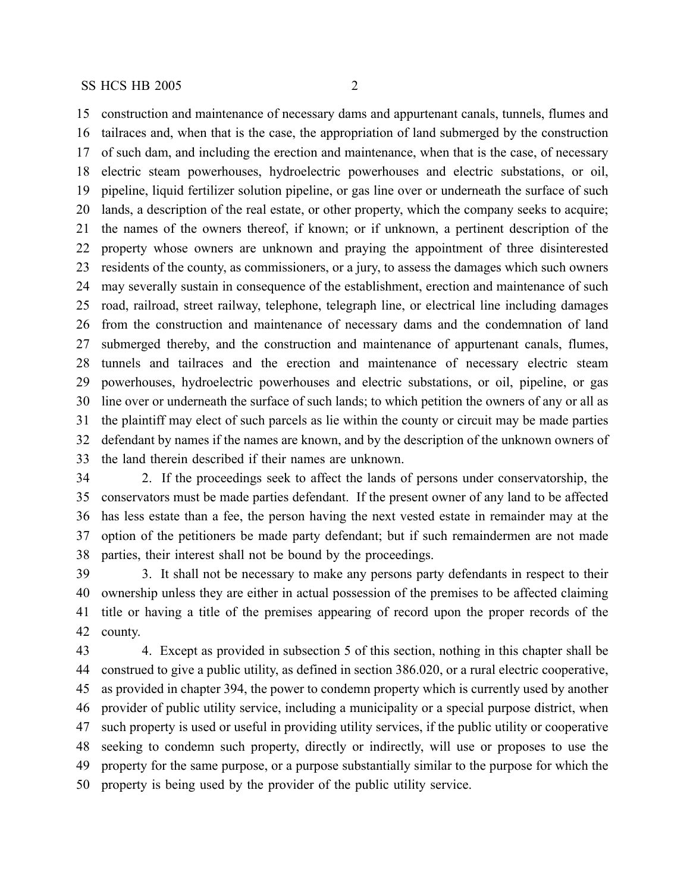construction and maintenance of necessary dams and appurtenant canals, tunnels, flumes and tailraces and, when that is the case, the appropriation of land submerged by the construction of such dam, and including the erection and maintenance, when that is the case, of necessary electric steam powerhouses, hydroelectric powerhouses and electric substations, or oil, pipeline, liquid fertilizer solution pipeline, or gas line over or underneath the surface of such lands, a description of the real estate, or other property, which the company seeks to acquire; the names of the owners thereof, if known; or if unknown, a pertinent description of the property whose owners are unknown and praying the appointment of three disinterested residents of the county, as commissioners, or a jury, to assess the damages which such owners may severally sustain in consequence of the establishment, erection and maintenance of such road, railroad, street railway, telephone, telegraph line, or electrical line including damages from the construction and maintenance of necessary dams and the condemnation of land submerged thereby, and the construction and maintenance of appurtenant canals, flumes, tunnels and tailraces and the erection and maintenance of necessary electric steam powerhouses, hydroelectric powerhouses and electric substations, or oil, pipeline, or gas line over or underneath the surface of such lands; to which petition the owners of any or all as the plaintiff may elect of such parcels as lie within the county or circuit may be made parties defendant by names if the names are known, and by the description of the unknown owners of the land therein described if their names are unknown.

2. If the proceedings seek to affect the lands of persons under conservatorship, the conservators must be made parties defendant. If the present owner of any land to be affected has less estate than a fee, the person having the next vested estate in remainder may at the option of the petitioners be made party defendant; but if such remaindermen are not made parties, their interest shall not be bound by the proceedings.

3. It shall not be necessary to make any persons party defendants in respect to their ownership unless they are either in actual possession of the premises to be affected claiming title or having a title of the premises appearing of record upon the proper records of the county.

4. Except as provided in subsection 5 of this section, nothing in this chapter shall be construed to give a public utility, as defined in section 386.020, or a rural electric cooperative, as provided in chapter 394, the power to condemn property which is currently used by another provider of public utility service, including a municipality or a special purpose district, when such property is used or useful in providing utility services, if the public utility or cooperative seeking to condemn such property, directly or indirectly, will use or proposes to use the property for the same purpose, or a purpose substantially similar to the purpose for which the property is being used by the provider of the public utility service.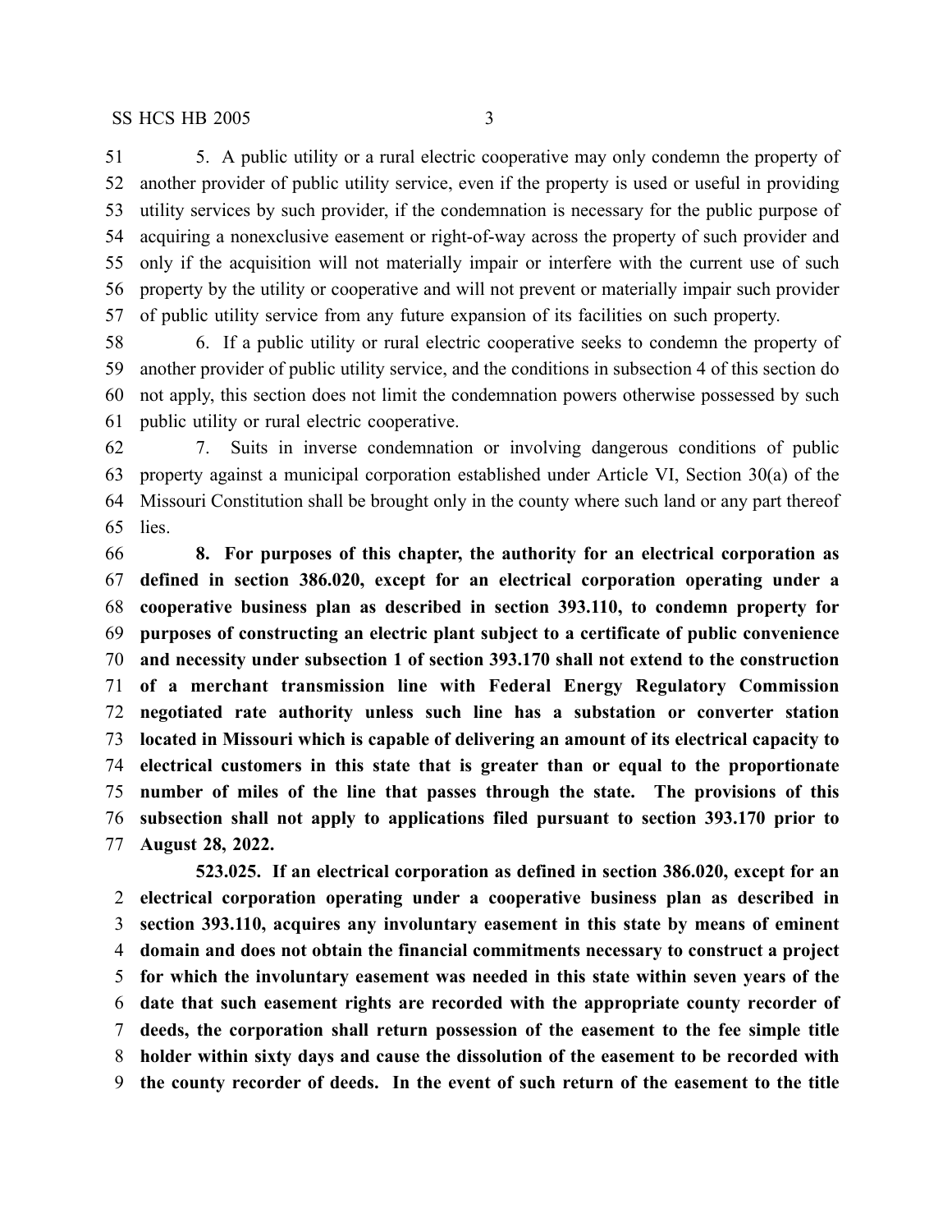5. A public utility or a rural electric cooperative may only condemn the property of another provider of public utility service, even if the property is used or useful in providing utility services by such provider, if the condemnation is necessary for the public purpose of acquiring a nonexclusive easement or right-of-way across the property of such provider and only if the acquisition will not materially impair or interfere with the current use of such property by the utility or cooperative and will not prevent or materially impair such provider of public utility service from any future expansion of its facilities on such property.

6. If a public utility or rural electric cooperative seeks to condemn the property of another provider of public utility service, and the conditions in subsection 4 of this section do not apply, this section does not limit the condemnation powers otherwise possessed by such public utility or rural electric cooperative.

7. Suits in inverse condemnation or involving dangerous conditions of public property against a municipal corporation established under Article VI, Section 30(a) of the Missouri Constitution shall be brought only in the county where such land or any part thereof lies.

**8. For purposes of this chapter, the authority for an electrical corporation as defined in section 386.020, except for an electrical corporation operating under a cooperative business plan as described in section 393.110, to condemn property for purposes of constructing an electric plant subject to a certificate of public convenience and necessity under subsection 1 of section 393.170 shall not extend to the construction of a merchant transmission line with Federal Energy Regulatory Commission negotiated rate authority unless such line has a substation or converter station located in Missouri which is capable of delivering an amount of its electrical capacity to electrical customers in this state that is greater than or equal to the proportionate number of miles of the line that passes through the state. The provisions of this subsection shall not apply to applications filed pursuant to section 393.170 prior to August 28, 2022.**

**523.025. If an electrical corporation as defined in section 386.020, except for an electrical corporation operating under a cooperative business plan as described in section 393.110, acquires any involuntary easement in this state by means of eminent domain and does not obtain the financial commitments necessary to construct a project for which the involuntary easement was needed in this state within seven years of the date that such easement rights are recorded with the appropriate county recorder of deeds, the corporation shall return possession of the easement to the fee simple title holder within sixty days and cause the dissolution of the easement to be recorded with the county recorder of deeds. In the event of such return of the easement to the title**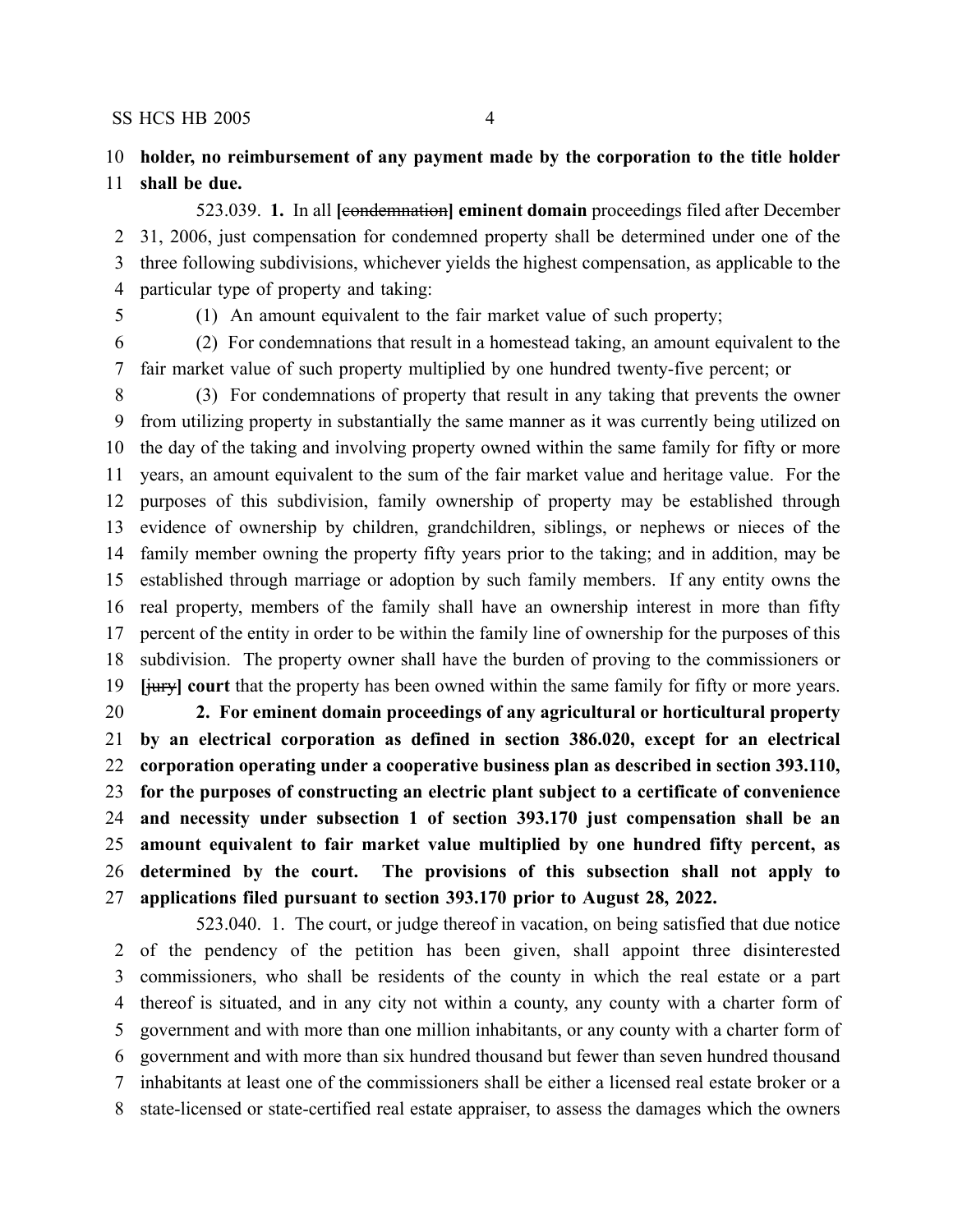**holder, no reimbursement of any payment made by the corporation to the title holder shall be due.**

523.039. **1.** In all **[**~~condemnation~~**] eminent domain** proceedings filed after December 31, 2006, just compensation for condemned property shall be determined under one of the three following subdivisions, whichever yields the highest compensation, as applicable to the particular type of property and taking:

(1) An amount equivalent to the fair market value of such property;

(2) For condemnations that result in a homestead taking, an amount equivalent to the fair market value of such property multiplied by one hundred twenty-five percent; or

(3) For condemnations of property that result in any taking that prevents the owner from utilizing property in substantially the same manner as it was currently being utilized on the day of the taking and involving property owned within the same family for fifty or more years, an amount equivalent to the sum of the fair market value and heritage value. For the purposes of this subdivision, family ownership of property may be established through evidence of ownership by children, grandchildren, siblings, or nephews or nieces of the family member owning the property fifty years prior to the taking; and in addition, may be established through marriage or adoption by such family members. If any entity owns the real property, members of the family shall have an ownership interest in more than fifty percent of the entity in order to be within the family line of ownership for the purposes of this subdivision. The property owner shall have the burden of proving to the commissioners or **[**~~jury~~**] court** that the property has been owned within the same family for fifty or more years.

**2. For eminent domain proceedings of any agricultural or horticultural property by an electrical corporation as defined in section 386.020, except for an electrical corporation operating under a cooperative business plan as described in section 393.110, for the purposes of constructing an electric plant subject to a certificate of convenience and necessity under subsection 1 of section 393.170 just compensation shall be an amount equivalent to fair market value multiplied by one hundred fifty percent, as determined by the court. The provisions of this subsection shall not apply to applications filed pursuant to section 393.170 prior to August 28, 2022.**

523.040. 1. The court, or judge thereof in vacation, on being satisfied that due notice of the pendency of the petition has been given, shall appoint three disinterested commissioners, who shall be residents of the county in which the real estate or a part thereof is situated, and in any city not within a county, any county with a charter form of government and with more than one million inhabitants, or any county with a charter form of government and with more than six hundred thousand but fewer than seven hundred thousand inhabitants at least one of the commissioners shall be either a licensed real estate broker or a state-licensed or state-certified real estate appraiser, to assess the damages which the owners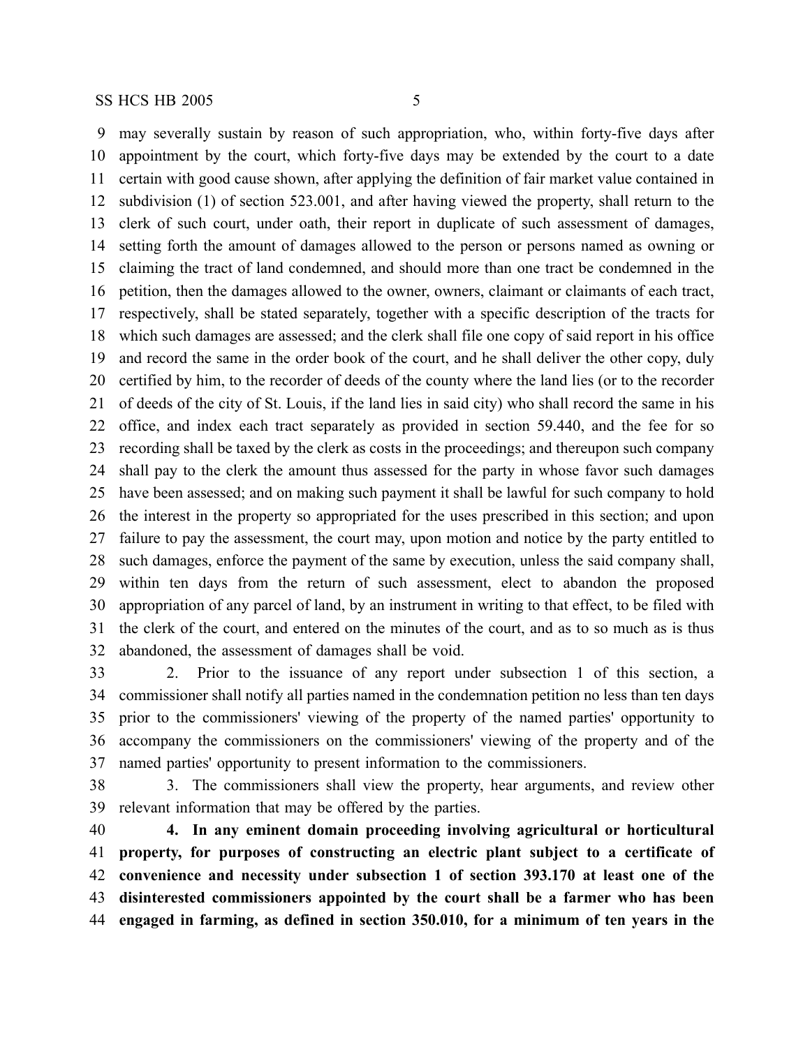may severally sustain by reason of such appropriation, who, within forty-five days after appointment by the court, which forty-five days may be extended by the court to a date certain with good cause shown, after applying the definition of fair market value contained in subdivision (1) of section 523.001, and after having viewed the property, shall return to the clerk of such court, under oath, their report in duplicate of such assessment of damages, setting forth the amount of damages allowed to the person or persons named as owning or claiming the tract of land condemned, and should more than one tract be condemned in the petition, then the damages allowed to the owner, owners, claimant or claimants of each tract, respectively, shall be stated separately, together with a specific description of the tracts for which such damages are assessed; and the clerk shall file one copy of said report in his office and record the same in the order book of the court, and he shall deliver the other copy, duly certified by him, to the recorder of deeds of the county where the land lies (or to the recorder of deeds of the city of St. Louis, if the land lies in said city) who shall record the same in his office, and index each tract separately as provided in section 59.440, and the fee for so recording shall be taxed by the clerk as costs in the proceedings; and thereupon such company shall pay to the clerk the amount thus assessed for the party in whose favor such damages have been assessed; and on making such payment it shall be lawful for such company to hold the interest in the property so appropriated for the uses prescribed in this section; and upon failure to pay the assessment, the court may, upon motion and notice by the party entitled to such damages, enforce the payment of the same by execution, unless the said company shall, within ten days from the return of such assessment, elect to abandon the proposed appropriation of any parcel of land, by an instrument in writing to that effect, to be filed with the clerk of the court, and entered on the minutes of the court, and as to so much as is thus abandoned, the assessment of damages shall be void.

2. Prior to the issuance of any report under subsection 1 of this section, a commissioner shall notify all parties named in the condemnation petition no less than ten days prior to the commissioners' viewing of the property of the named parties' opportunity to accompany the commissioners on the commissioners' viewing of the property and of the named parties' opportunity to present information to the commissioners.

3. The commissioners shall view the property, hear arguments, and review other relevant information that may be offered by the parties.

**4. In any eminent domain proceeding involving agricultural or horticultural property, for purposes of constructing an electric plant subject to a certificate of convenience and necessity under subsection 1 of section 393.170 at least one of the disinterested commissioners appointed by the court shall be a farmer who has been engaged in farming, as defined in section 350.010, for a minimum of ten years in the**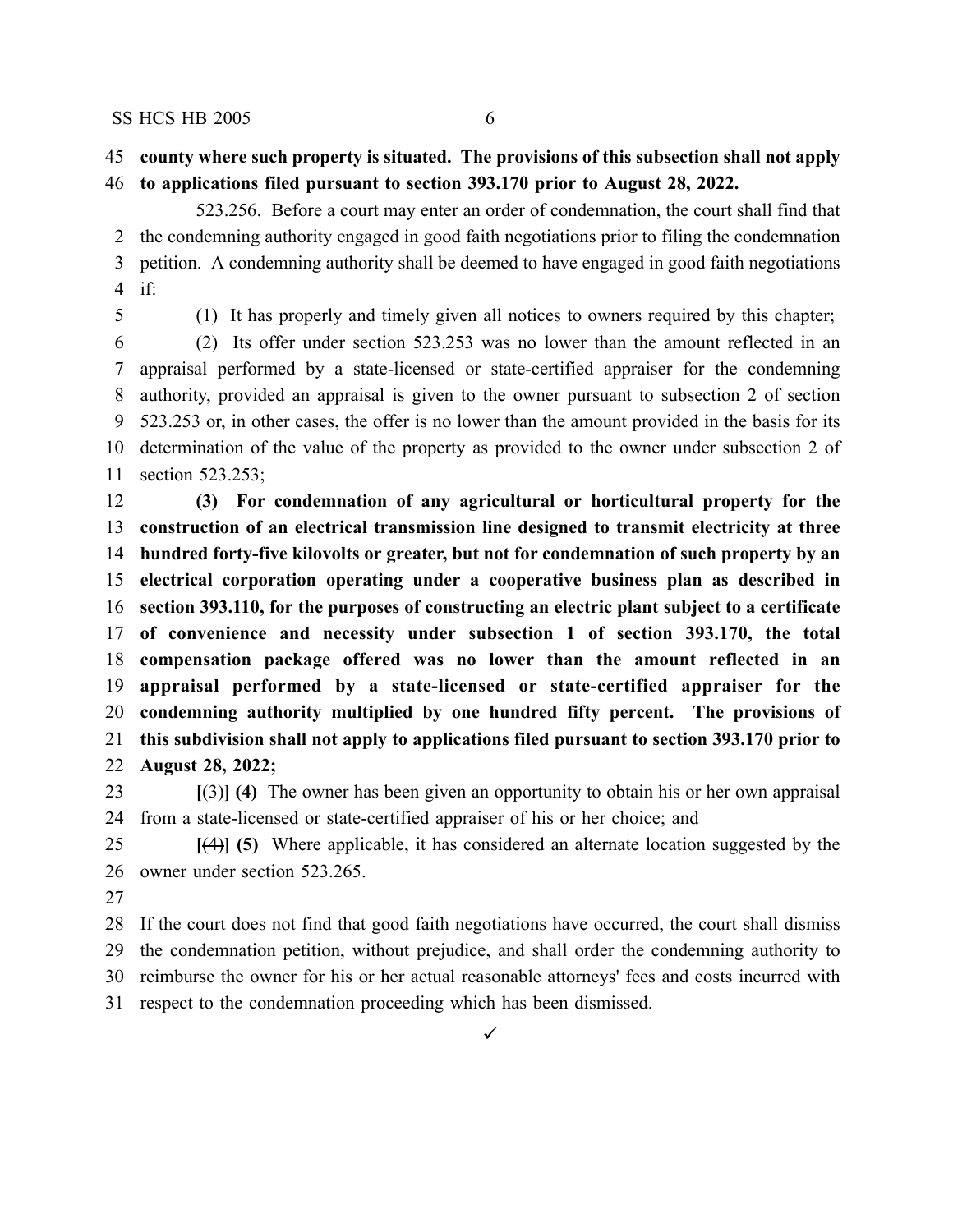**county where such property is situated. The provisions of this subsection shall not apply to applications filed pursuant to section 393.170 prior to August 28, 2022.**

523.256. Before a court may enter an order of condemnation, the court shall find that the condemning authority engaged in good faith negotiations prior to filing the condemnation petition. A condemning authority shall be deemed to have engaged in good faith negotiations if:

(1) It has properly and timely given all notices to owners required by this chapter;

(2) Its offer under section 523.253 was no lower than the amount reflected in an appraisal performed by a state-licensed or state-certified appraiser for the condemning authority, provided an appraisal is given to the owner pursuant to subsection 2 of section 523.253 or, in other cases, the offer is no lower than the amount provided in the basis for its determination of the value of the property as provided to the owner under subsection 2 of section 523.253;

**(3) For condemnation of any agricultural or horticultural property for the construction of an electrical transmission line designed to transmit electricity at three hundred forty-five kilovolts or greater, but not for condemnation of such property by an electrical corporation operating under a cooperative business plan as described in section 393.110, for the purposes of constructing an electric plant subject to a certificate of convenience and necessity under subsection 1 of section 393.170, the total compensation package offered was no lower than the amount reflected in an appraisal performed by a state-licensed or state-certified appraiser for the condemning authority multiplied by one hundred fifty percent. The provisions of this subdivision shall not apply to applications filed pursuant to section 393.170 prior to August 28, 2022;**

**[**~~(3)~~**] (4)** The owner has been given an opportunity to obtain his or her own appraisal from a state-licensed or state-certified appraiser of his or her choice; and

**[**~~(4)~~**] (5)** Where applicable, it has considered an alternate location suggested by the owner under section 523.265.

If the court does not find that good faith negotiations have occurred, the court shall dismiss the condemnation petition, without prejudice, and shall order the condemning authority to reimburse the owner for his or her actual reasonable attorneys' fees and costs incurred with respect to the condemnation proceeding which has been dismissed.

✓